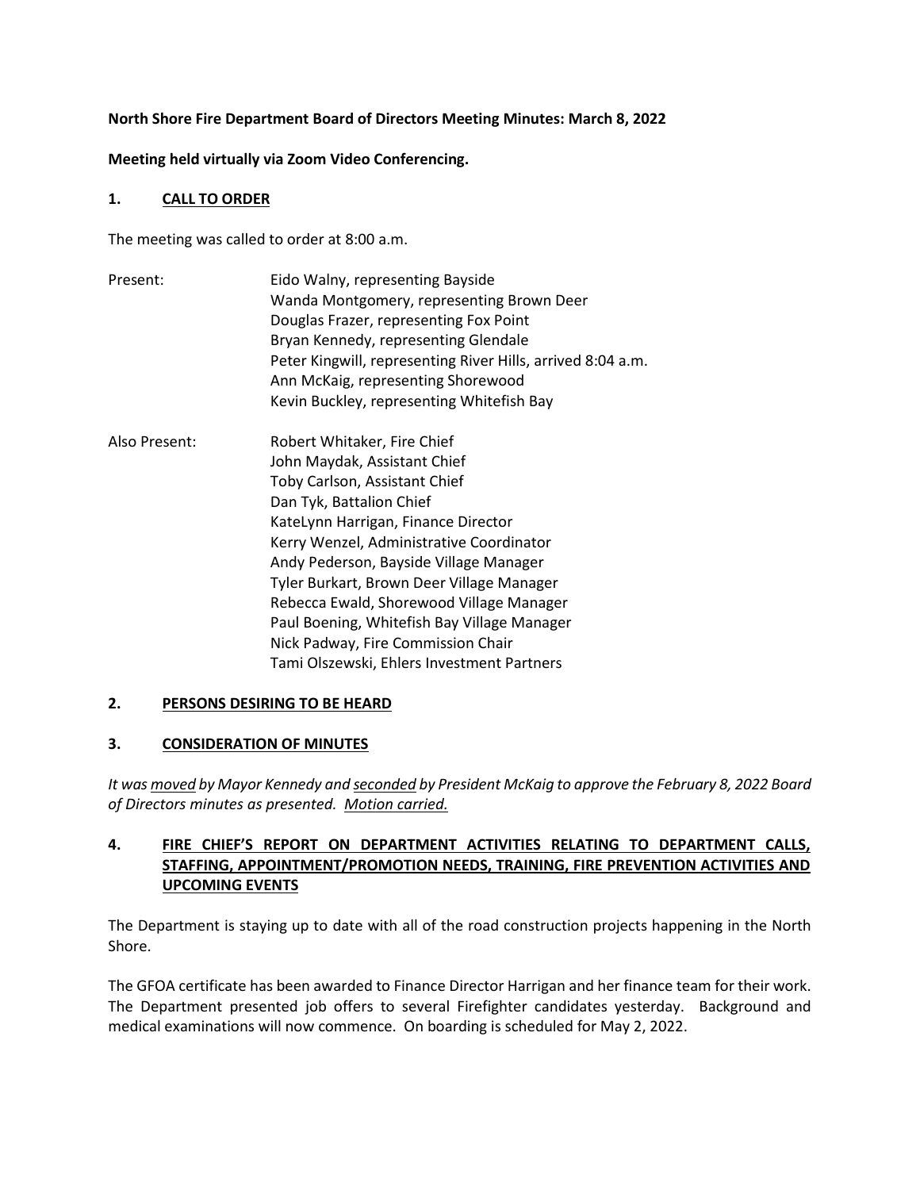**North Shore Fire Department Board of Directors Meeting Minutes: March 8, 2022**

**Meeting held virtually via Zoom Video Conferencing.**

## 1. CALL TO ORDER

The meeting was called to order at 8:00 a.m.

| | |
|---|---|
| Present: | Eido Walny, representing Bayside<br>Wanda Montgomery, representing Brown Deer<br>Douglas Frazer, representing Fox Point<br>Bryan Kennedy, representing Glendale<br>Peter Kingwill, representing River Hills, arrived 8:04 a.m.<br>Ann McKaig, representing Shorewood<br>Kevin Buckley, representing Whitefish Bay |
| Also Present: | Robert Whitaker, Fire Chief<br>John Maydak, Assistant Chief<br>Toby Carlson, Assistant Chief<br>Dan Tyk, Battalion Chief<br>KateLynn Harrigan, Finance Director<br>Kerry Wenzel, Administrative Coordinator<br>Andy Pederson, Bayside Village Manager<br>Tyler Burkart, Brown Deer Village Manager<br>Rebecca Ewald, Shorewood Village Manager<br>Paul Boening, Whitefish Bay Village Manager<br>Nick Padway, Fire Commission Chair<br>Tami Olszewski, Ehlers Investment Partners |

## 2. PERSONS DESIRING TO BE HEARD

## 3. CONSIDERATION OF MINUTES

*It was moved by Mayor Kennedy and seconded by President McKaig to approve the February 8, 2022 Board of Directors minutes as presented. Motion carried.*

## 4. FIRE CHIEF'S REPORT ON DEPARTMENT ACTIVITIES RELATING TO DEPARTMENT CALLS, STAFFING, APPOINTMENT/PROMOTION NEEDS, TRAINING, FIRE PREVENTION ACTIVITIES AND UPCOMING EVENTS

The Department is staying up to date with all of the road construction projects happening in the North Shore.

The GFOA certificate has been awarded to Finance Director Harrigan and her finance team for their work. The Department presented job offers to several Firefighter candidates yesterday. Background and medical examinations will now commence. On boarding is scheduled for May 2, 2022.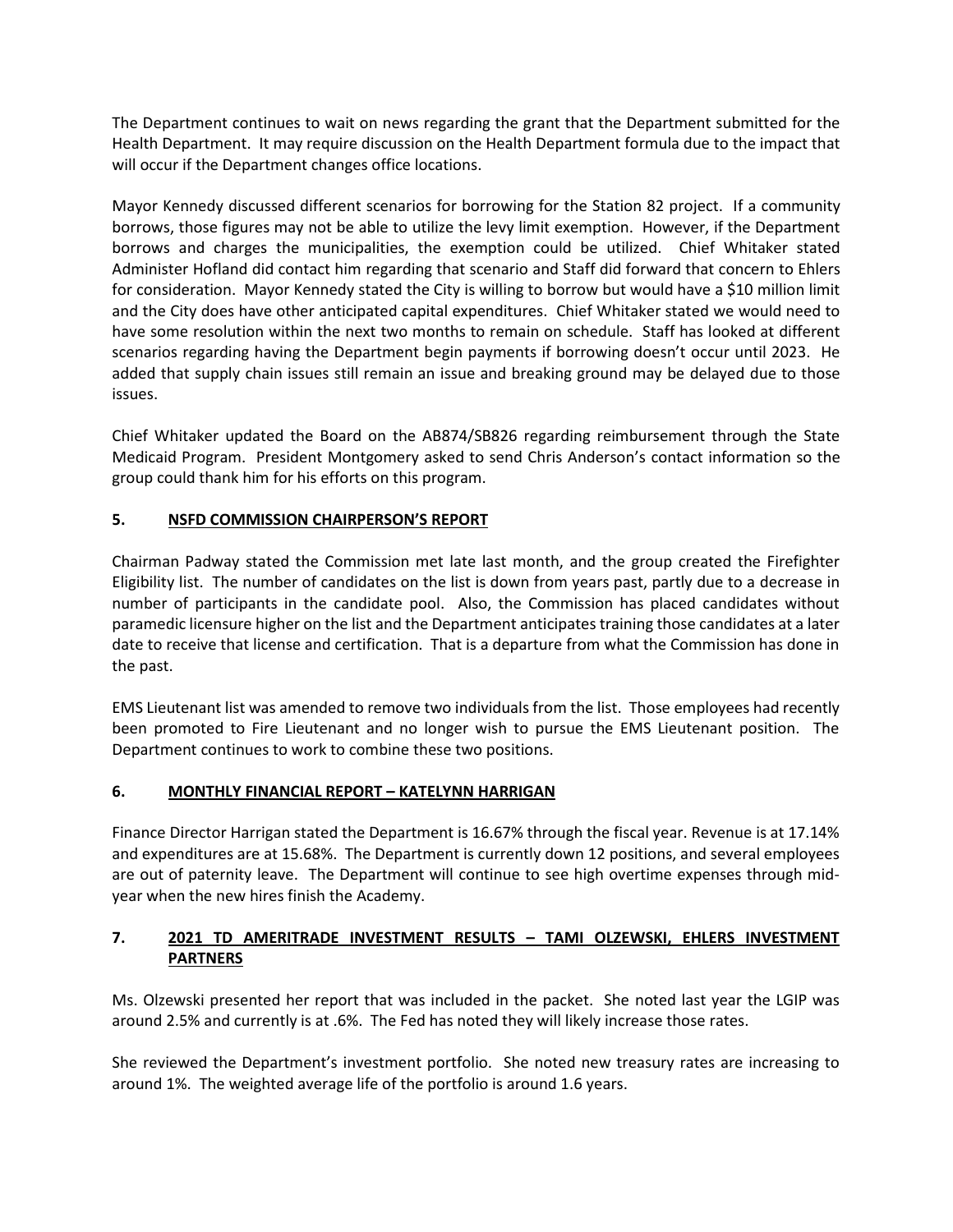The Department continues to wait on news regarding the grant that the Department submitted for the Health Department. It may require discussion on the Health Department formula due to the impact that will occur if the Department changes office locations.

Mayor Kennedy discussed different scenarios for borrowing for the Station 82 project. If a community borrows, those figures may not be able to utilize the levy limit exemption. However, if the Department borrows and charges the municipalities, the exemption could be utilized. Chief Whitaker stated Administer Hofland did contact him regarding that scenario and Staff did forward that concern to Ehlers for consideration. Mayor Kennedy stated the City is willing to borrow but would have a $10 million limit and the City does have other anticipated capital expenditures. Chief Whitaker stated we would need to have some resolution within the next two months to remain on schedule. Staff has looked at different scenarios regarding having the Department begin payments if borrowing doesn't occur until 2023. He added that supply chain issues still remain an issue and breaking ground may be delayed due to those issues.

Chief Whitaker updated the Board on the AB874/SB826 regarding reimbursement through the State Medicaid Program. President Montgomery asked to send Chris Anderson's contact information so the group could thank him for his efforts on this program.

## 5. NSFD COMMISSION CHAIRPERSON'S REPORT

Chairman Padway stated the Commission met late last month, and the group created the Firefighter Eligibility list. The number of candidates on the list is down from years past, partly due to a decrease in number of participants in the candidate pool. Also, the Commission has placed candidates without paramedic licensure higher on the list and the Department anticipates training those candidates at a later date to receive that license and certification. That is a departure from what the Commission has done in the past.

EMS Lieutenant list was amended to remove two individuals from the list. Those employees had recently been promoted to Fire Lieutenant and no longer wish to pursue the EMS Lieutenant position. The Department continues to work to combine these two positions.

## 6. MONTHLY FINANCIAL REPORT – KATELYNN HARRIGAN

Finance Director Harrigan stated the Department is 16.67% through the fiscal year. Revenue is at 17.14% and expenditures are at 15.68%. The Department is currently down 12 positions, and several employees are out of paternity leave. The Department will continue to see high overtime expenses through mid-year when the new hires finish the Academy.

## 7. 2021 TD AMERITRADE INVESTMENT RESULTS – TAMI OLZEWSKI, EHLERS INVESTMENT PARTNERS

Ms. Olzewski presented her report that was included in the packet. She noted last year the LGIP was around 2.5% and currently is at .6%. The Fed has noted they will likely increase those rates.

She reviewed the Department's investment portfolio. She noted new treasury rates are increasing to around 1%. The weighted average life of the portfolio is around 1.6 years.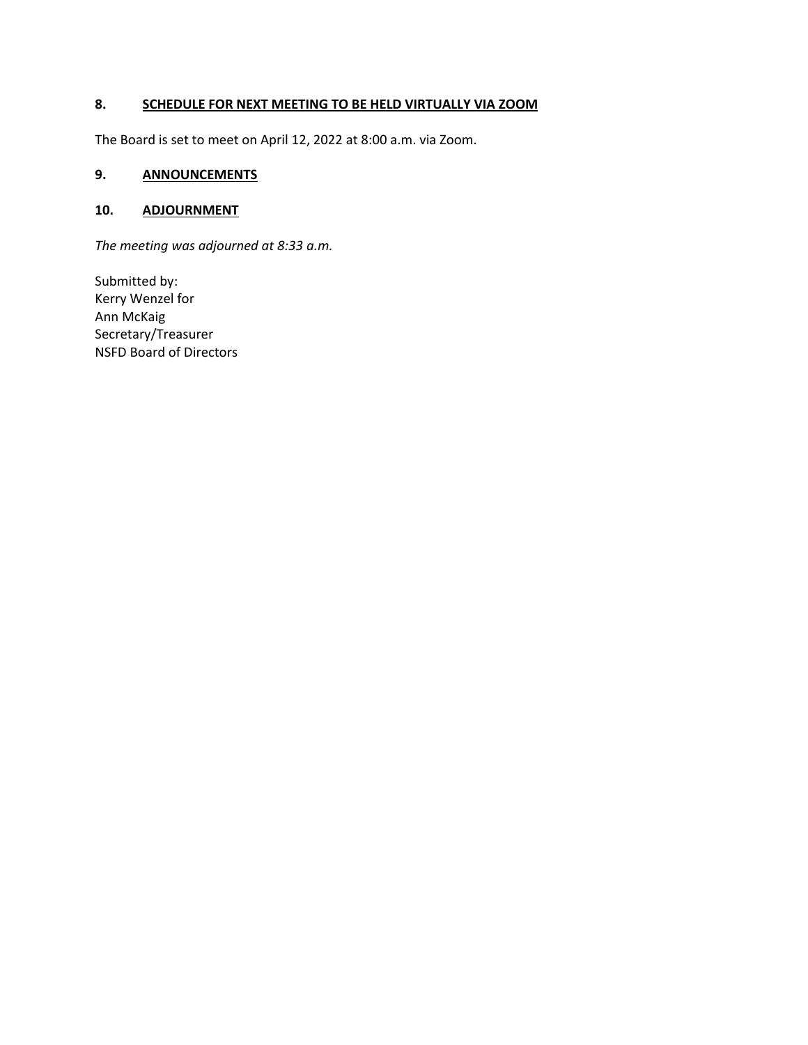## 8. SCHEDULE FOR NEXT MEETING TO BE HELD VIRTUALLY VIA ZOOM

The Board is set to meet on April 12, 2022 at 8:00 a.m. via Zoom.

## 9. ANNOUNCEMENTS

## 10. ADJOURNMENT

*The meeting was adjourned at 8:33 a.m.*

Submitted by:
Kerry Wenzel for
Ann McKaig
Secretary/Treasurer
NSFD Board of Directors